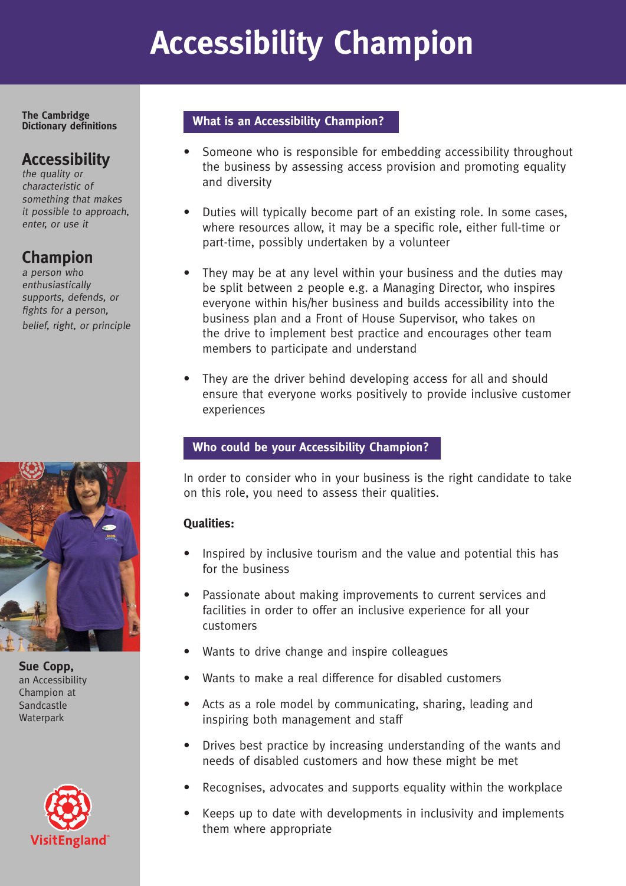# Accessibility Champion

**The Cambridge Dictionary definitions**

### Accessibility

*the quality or characteristic of something that makes it possible to approach, enter, or use it*

### Champion

*a person who enthusiastically supports, defends, or fights for a person, belief, right, or principle*

**Sue Copp,** an Accessibility Champion at Sandcastle Waterpark

## What is an Accessibility Champion?

- Someone who is responsible for embedding accessibility throughout the business by assessing access provision and promoting equality and diversity
- Duties will typically become part of an existing role. In some cases, where resources allow, it may be a specific role, either full-time or part-time, possibly undertaken by a volunteer
- They may be at any level within your business and the duties may be split between 2 people e.g. a Managing Director, who inspires everyone within his/her business and builds accessibility into the business plan and a Front of House Supervisor, who takes on the drive to implement best practice and encourages other team members to participate and understand
- They are the driver behind developing access for all and should ensure that everyone works positively to provide inclusive customer experiences

## Who could be your Accessibility Champion?

In order to consider who in your business is the right candidate to take on this role, you need to assess their qualities.

**Qualities:**

- Inspired by inclusive tourism and the value and potential this has for the business
- Passionate about making improvements to current services and facilities in order to offer an inclusive experience for all your customers
- Wants to drive change and inspire colleagues
- Wants to make a real difference for disabled customers
- Acts as a role model by communicating, sharing, leading and inspiring both management and staff
- Drives best practice by increasing understanding of the wants and needs of disabled customers and how these might be met
- Recognises, advocates and supports equality within the workplace
- Keeps up to date with developments in inclusivity and implements them where appropriate

VisitEngland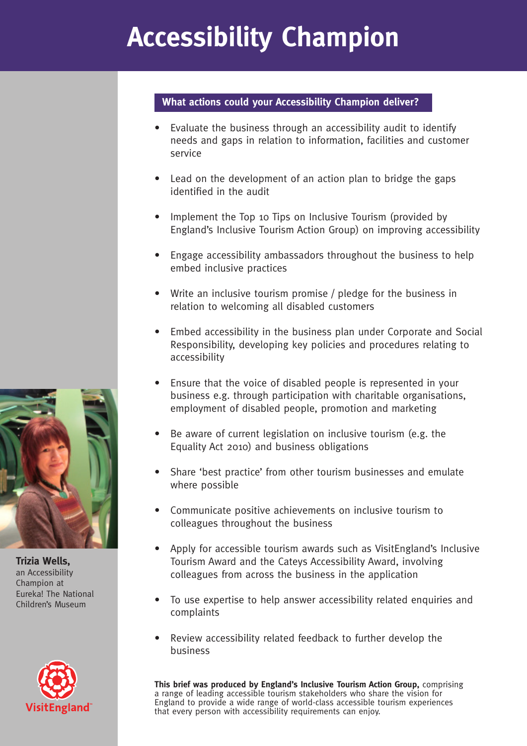# Accessibility Champion

## What actions could your Accessibility Champion deliver?

- Evaluate the business through an accessibility audit to identify needs and gaps in relation to information, facilities and customer service
- Lead on the development of an action plan to bridge the gaps identified in the audit
- Implement the Top 10 Tips on Inclusive Tourism (provided by England's Inclusive Tourism Action Group) on improving accessibility
- Engage accessibility ambassadors throughout the business to help embed inclusive practices
- Write an inclusive tourism promise / pledge for the business in relation to welcoming all disabled customers
- Embed accessibility in the business plan under Corporate and Social Responsibility, developing key policies and procedures relating to accessibility
- Ensure that the voice of disabled people is represented in your business e.g. through participation with charitable organisations, employment of disabled people, promotion and marketing
- Be aware of current legislation on inclusive tourism (e.g. the Equality Act 2010) and business obligations
- Share 'best practice' from other tourism businesses and emulate where possible
- Communicate positive achievements on inclusive tourism to colleagues throughout the business
- Apply for accessible tourism awards such as VisitEngland's Inclusive Tourism Award and the Cateys Accessibility Award, involving colleagues from across the business in the application
- To use expertise to help answer accessibility related enquiries and complaints
- Review accessibility related feedback to further develop the business

**Trizia Wells,** an Accessibility Champion at Eureka! The National Children's Museum

**This brief was produced by England's Inclusive Tourism Action Group,** comprising a range of leading accessible tourism stakeholders who share the vision for England to provide a wide range of world-class accessible tourism experiences that every person with accessibility requirements can enjoy.

VisitEngland